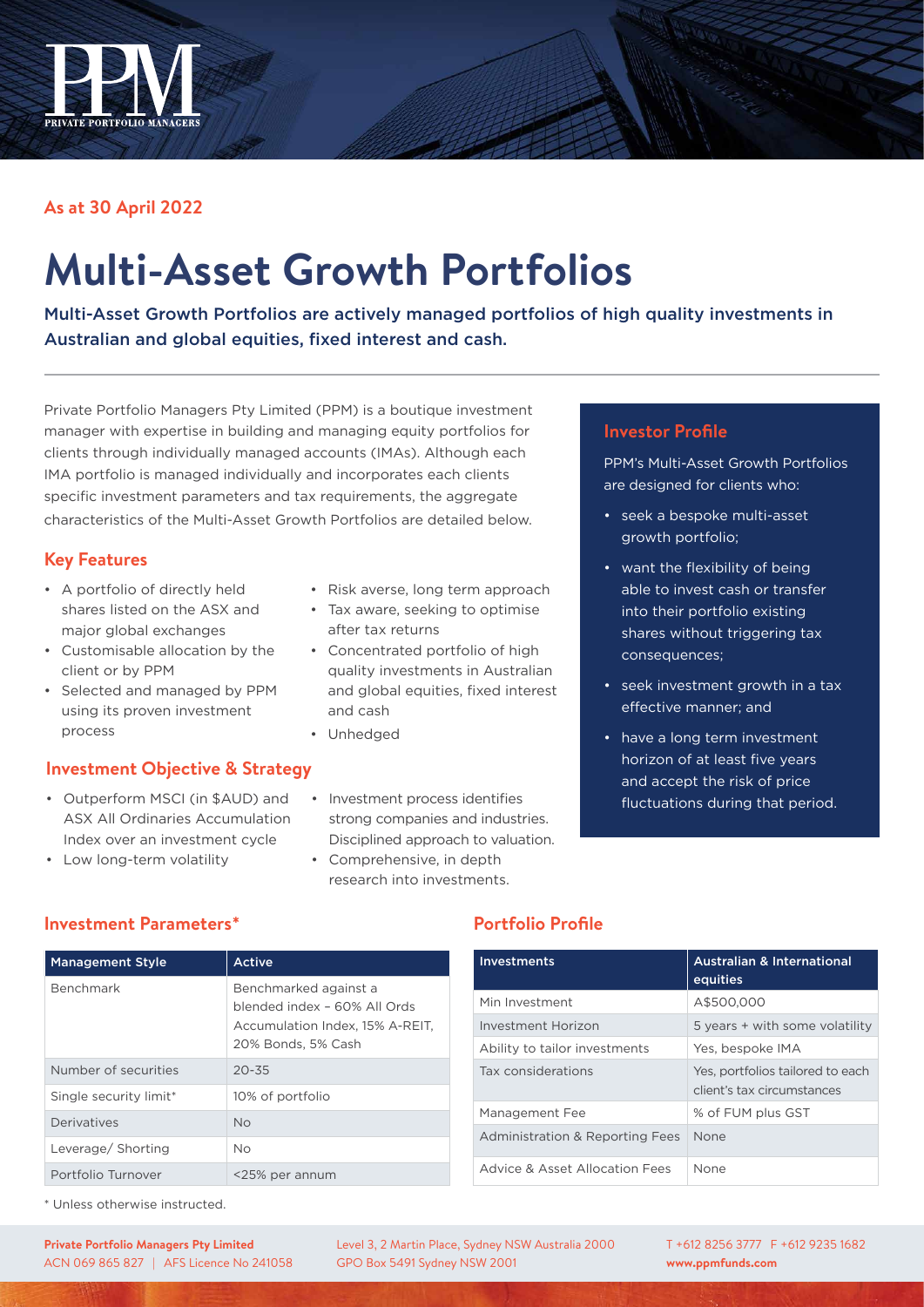PPM
PRIVATE PORTFOLIO MANAGERS

**As at 30 April 2022**

# Multi-Asset Growth Portfolios

Multi-Asset Growth Portfolios are actively managed portfolios of high quality investments in Australian and global equities, fixed interest and cash.

Private Portfolio Managers Pty Limited (PPM) is a boutique investment manager with expertise in building and managing equity portfolios for clients through individually managed accounts (IMAs). Although each IMA portfolio is managed individually and incorporates each clients specific investment parameters and tax requirements, the aggregate characteristics of the Multi-Asset Growth Portfolios are detailed below.

## Key Features

- A portfolio of directly held shares listed on the ASX and major global exchanges
- Customisable allocation by the client or by PPM
- Selected and managed by PPM using its proven investment process
- Risk averse, long term approach
- Tax aware, seeking to optimise after tax returns
- Concentrated portfolio of high quality investments in Australian and global equities, fixed interest and cash
- Unhedged

## Investment Objective & Strategy

- Outperform MSCI (in $AUD) and ASX All Ordinaries Accumulation Index over an investment cycle
- Low long-term volatility
- Investment process identifies strong companies and industries. Disciplined approach to valuation.
- Comprehensive, in depth research into investments.

## Investor Profile

PPM's Multi-Asset Growth Portfolios are designed for clients who:

- seek a bespoke multi-asset growth portfolio;
- want the flexibility of being able to invest cash or transfer into their portfolio existing shares without triggering tax consequences;
- seek investment growth in a tax effective manner; and
- have a long term investment horizon of at least five years and accept the risk of price fluctuations during that period.

## Investment Parameters*

| Management Style | Active |
|---|---|
| Benchmark | Benchmarked against a blended index – 60% All Ords Accumulation Index, 15% A-REIT, 20% Bonds, 5% Cash |
| Number of securities | 20-35 |
| Single security limit* | 10% of portfolio |
| Derivatives | No |
| Leverage/ Shorting | No |
| Portfolio Turnover | <25% per annum |

* Unless otherwise instructed.

## Portfolio Profile

| Investments | Australian & International equities |
|---|---|
| Min Investment | A$500,000 |
| Investment Horizon | 5 years + with some volatility |
| Ability to tailor investments | Yes, bespoke IMA |
| Tax considerations | Yes, portfolios tailored to each client's tax circumstances |
| Management Fee | % of FUM plus GST |
| Administration & Reporting Fees | None |
| Advice & Asset Allocation Fees | None |

**Private Portfolio Managers Pty Limited**
ACN 069 865 827 | AFS Licence No 241058

Level 3, 2 Martin Place, Sydney NSW Australia 2000
GPO Box 5491 Sydney NSW 2001

T +612 8256 3777 F +612 9235 1682
**www.ppmfunds.com**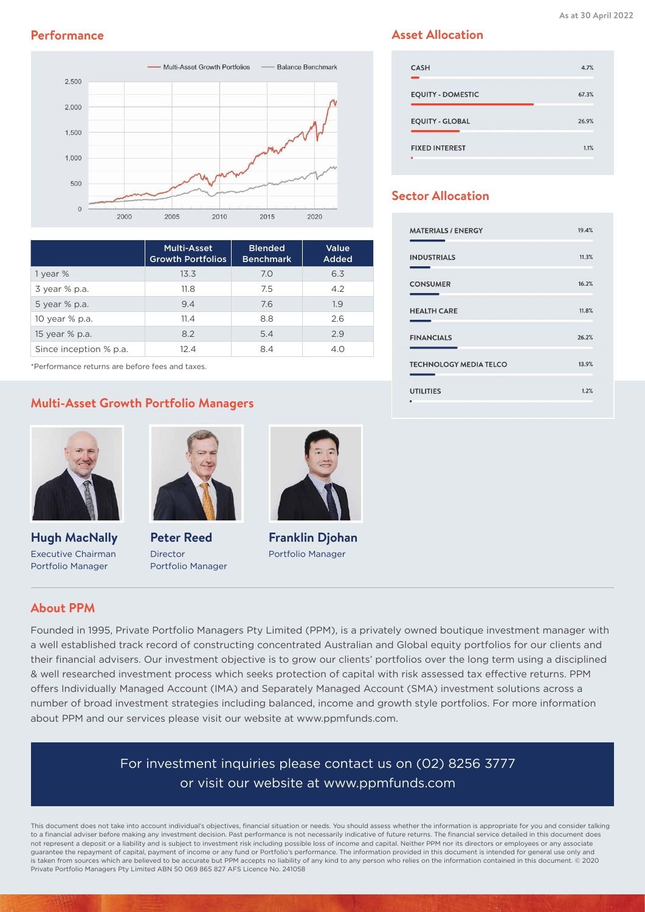As at 30 April 2022

## Performance

Multi-Asset Growth Portfolios
Balance Benchmark

2,500
2,000
1,500
1,000
500
0

2000
2005
2010
2015
2020

| | Multi-Asset Growth Portfolios | Blended Benchmark | Value Added |
|---|---|---|---|
| 1 year % | 13.3 | 7.0 | 6.3 |
| 3 year % p.a. | 11.8 | 7.5 | 4.2 |
| 5 year % p.a. | 9.4 | 7.6 | 1.9 |
| 10 year % p.a. | 11.4 | 8.8 | 2.6 |
| 15 year % p.a. | 8.2 | 5.4 | 2.9 |
| Since inception % p.a. | 12.4 | 8.4 | 4.0 |

*Performance returns are before fees and taxes.

## Asset Allocation

CASH 4.7%

EQUITY - DOMESTIC 67.3%

EQUITY - GLOBAL 26.9%

FIXED INTEREST 1.1%

## Sector Allocation

MATERIALS / ENERGY 19.4%

INDUSTRIALS 11.3%

CONSUMER 16.2%

HEALTH CARE 11.8%

FINANCIALS 26.2%

TECHNOLOGY MEDIA TELCO 13.9%

UTILITIES 1.2%

## Multi-Asset Growth Portfolio Managers

**Hugh MacNally**
Executive Chairman
Portfolio Manager

**Peter Reed**
Director
Portfolio Manager

**Franklin Djohan**
Portfolio Manager

## About PPM

Founded in 1995, Private Portfolio Managers Pty Limited (PPM), is a privately owned boutique investment manager with a well established track record of constructing concentrated Australian and Global equity portfolios for our clients and their financial advisers. Our investment objective is to grow our clients' portfolios over the long term using a disciplined & well researched investment process which seeks protection of capital with risk assessed tax effective returns. PPM offers Individually Managed Account (IMA) and Separately Managed Account (SMA) investment solutions across a number of broad investment strategies including balanced, income and growth style portfolios. For more information about PPM and our services please visit our website at www.ppmfunds.com.

For investment inquiries please contact us on (02) 8256 3777
or visit our website at www.ppmfunds.com

This document does not take into account individual's objectives, financial situation or needs. You should assess whether the information is appropriate for you and consider talking to a financial adviser before making any investment decision. Past performance is not necessarily indicative of future returns. The financial service detailed in this document does not represent a deposit or a liability and is subject to investment risk including possible loss of income and capital. Neither PPM nor its directors or employees or any associate guarantee the repayment of capital, payment of income or any fund or Portfolio's performance. The information provided in this document is intended for general use only and is taken from sources which are believed to be accurate but PPM accepts no liability of any kind to any person who relies on the information contained in this document. © 2020 Private Portfolio Managers Pty Limited ABN 50 069 865 827 AFS Licence No. 241058